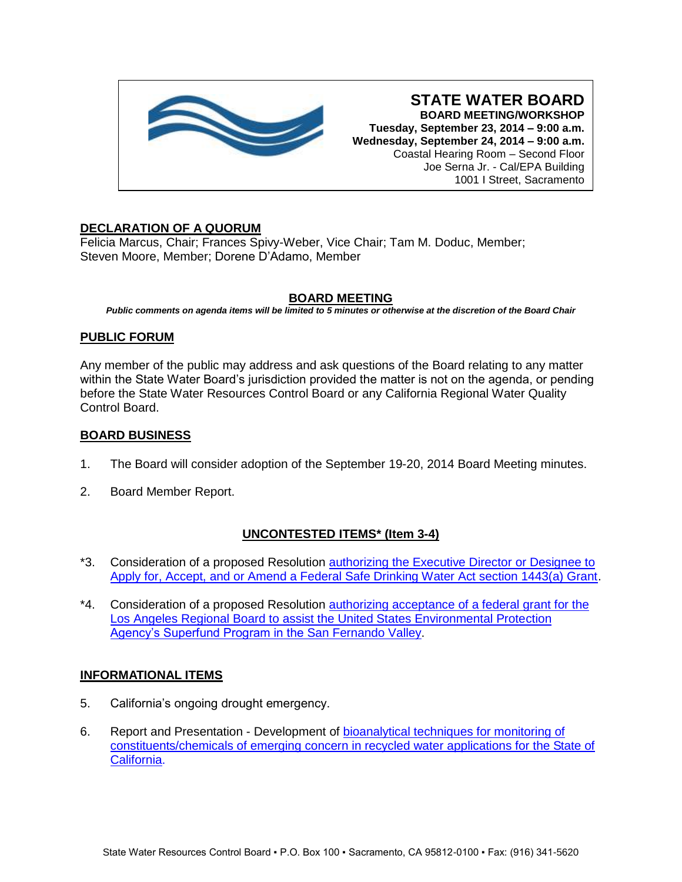# STATE WATER BOARD

**BOARD MEETING/WORKSHOP**
**Tuesday, September 23, 2014 – 9:00 a.m.**
**Wednesday, September 24, 2014 – 9:00 a.m.**
Coastal Hearing Room – Second Floor
Joe Serna Jr. - Cal/EPA Building
1001 I Street, Sacramento

## DECLARATION OF A QUORUM

Felicia Marcus, Chair; Frances Spivy-Weber, Vice Chair; Tam M. Doduc, Member; Steven Moore, Member; Dorene D'Adamo, Member

## BOARD MEETING

***Public comments on agenda items will be limited to 5 minutes or otherwise at the discretion of the Board Chair***

## PUBLIC FORUM

Any member of the public may address and ask questions of the Board relating to any matter within the State Water Board's jurisdiction provided the matter is not on the agenda, or pending before the State Water Resources Control Board or any California Regional Water Quality Control Board.

## BOARD BUSINESS

1. The Board will consider adoption of the September 19-20, 2014 Board Meeting minutes.

2. Board Member Report.

## UNCONTESTED ITEMS* (Item 3-4)

*3. Consideration of a proposed Resolution authorizing the Executive Director or Designee to Apply for, Accept, and or Amend a Federal Safe Drinking Water Act section 1443(a) Grant.

*4. Consideration of a proposed Resolution authorizing acceptance of a federal grant for the Los Angeles Regional Board to assist the United States Environmental Protection Agency's Superfund Program in the San Fernando Valley.

## INFORMATIONAL ITEMS

5. California's ongoing drought emergency.

6. Report and Presentation - Development of bioanalytical techniques for monitoring of constituents/chemicals of emerging concern in recycled water applications for the State of California.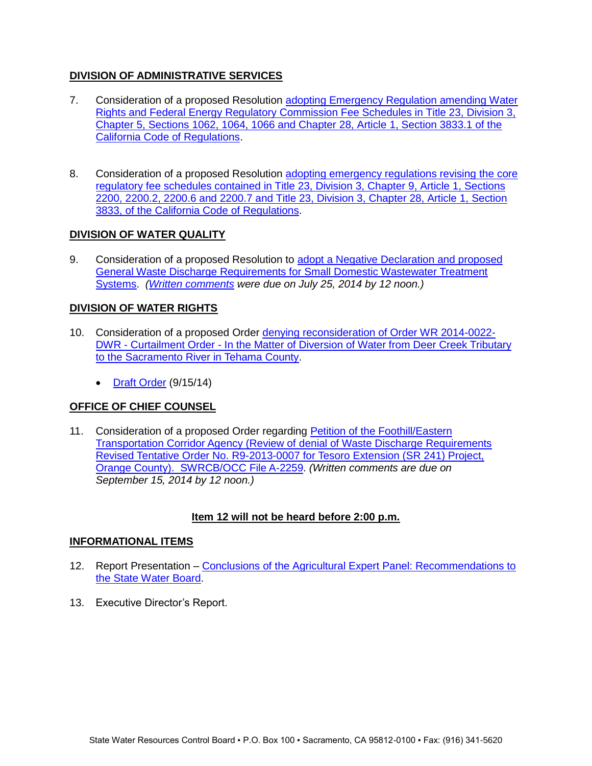**DIVISION OF ADMINISTRATIVE SERVICES**

7. Consideration of a proposed Resolution adopting Emergency Regulation amending Water Rights and Federal Energy Regulatory Commission Fee Schedules in Title 23, Division 3, Chapter 5, Sections 1062, 1064, 1066 and Chapter 28, Article 1, Section 3833.1 of the California Code of Regulations.

8. Consideration of a proposed Resolution adopting emergency regulations revising the core regulatory fee schedules contained in Title 23, Division 3, Chapter 9, Article 1, Sections 2200, 2200.2, 2200.6 and 2200.7 and Title 23, Division 3, Chapter 28, Article 1, Section 3833, of the California Code of Regulations.

**DIVISION OF WATER QUALITY**

9. Consideration of a proposed Resolution to adopt a Negative Declaration and proposed General Waste Discharge Requirements for Small Domestic Wastewater Treatment Systems. *(Written comments were due on July 25, 2014 by 12 noon.)*

**DIVISION OF WATER RIGHTS**

10. Consideration of a proposed Order denying reconsideration of Order WR 2014-0022-DWR - Curtailment Order - In the Matter of Diversion of Water from Deer Creek Tributary to the Sacramento River in Tehama County.

    - Draft Order (9/15/14)

**OFFICE OF CHIEF COUNSEL**

11. Consideration of a proposed Order regarding Petition of the Foothill/Eastern Transportation Corridor Agency (Review of denial of Waste Discharge Requirements Revised Tentative Order No. R9-2013-0007 for Tesoro Extension (SR 241) Project, Orange County). SWRCB/OCC File A-2259. *(Written comments are due on September 15, 2014 by 12 noon.)*

**Item 12 will not be heard before 2:00 p.m.**

**INFORMATIONAL ITEMS**

12. Report Presentation – Conclusions of the Agricultural Expert Panel: Recommendations to the State Water Board.

13. Executive Director's Report.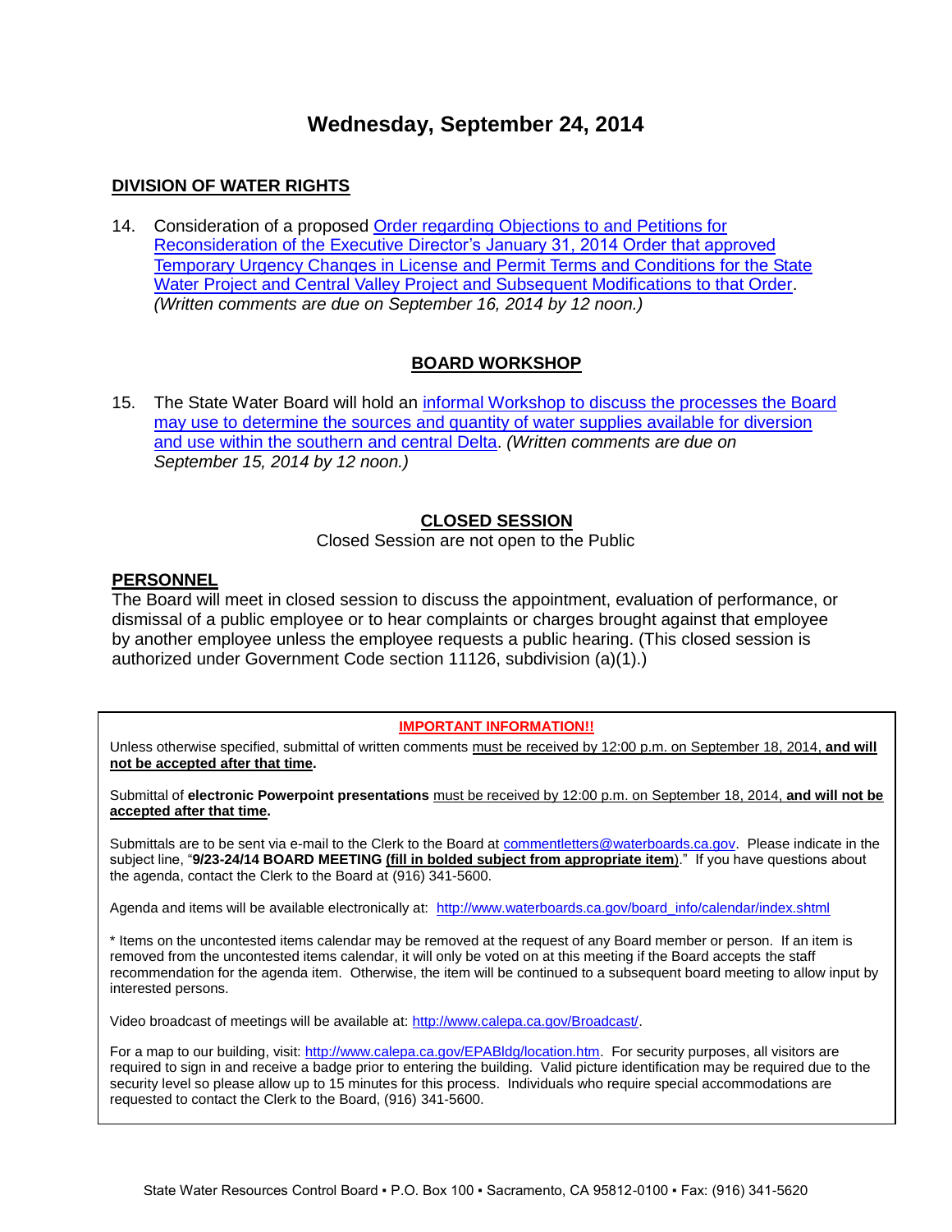# Wednesday, September 24, 2014

**DIVISION OF WATER RIGHTS**

14. Consideration of a proposed Order regarding Objections to and Petitions for Reconsideration of the Executive Director's January 31, 2014 Order that approved Temporary Urgency Changes in License and Permit Terms and Conditions for the State Water Project and Central Valley Project and Subsequent Modifications to that Order. *(Written comments are due on September 16, 2014 by 12 noon.)*

**BOARD WORKSHOP**

15. The State Water Board will hold an informal Workshop to discuss the processes the Board may use to determine the sources and quantity of water supplies available for diversion and use within the southern and central Delta. *(Written comments are due on September 15, 2014 by 12 noon.)*

**CLOSED SESSION**

Closed Session are not open to the Public

**PERSONNEL**

The Board will meet in closed session to discuss the appointment, evaluation of performance, or dismissal of a public employee or to hear complaints or charges brought against that employee by another employee unless the employee requests a public hearing. (This closed session is authorized under Government Code section 11126, subdivision (a)(1).)

**IMPORTANT INFORMATION!!**

Unless otherwise specified, submittal of written comments must be received by 12:00 p.m. on September 18, 2014, **and will not be accepted after that time.**

Submittal of **electronic Powerpoint presentations** must be received by 12:00 p.m. on September 18, 2014, **and will not be accepted after that time.**

Submittals are to be sent via e-mail to the Clerk to the Board at commentletters@waterboards.ca.gov. Please indicate in the subject line, "**9/23-24/14 BOARD MEETING (fill in bolded subject from appropriate item)**." If you have questions about the agenda, contact the Clerk to the Board at (916) 341-5600.

Agenda and items will be available electronically at: http://www.waterboards.ca.gov/board_info/calendar/index.shtml

* Items on the uncontested items calendar may be removed at the request of any Board member or person. If an item is removed from the uncontested items calendar, it will only be voted on at this meeting if the Board accepts the staff recommendation for the agenda item. Otherwise, the item will be continued to a subsequent board meeting to allow input by interested persons.

Video broadcast of meetings will be available at: http://www.calepa.ca.gov/Broadcast/.

For a map to our building, visit: http://www.calepa.ca.gov/EPABldg/location.htm. For security purposes, all visitors are required to sign in and receive a badge prior to entering the building. Valid picture identification may be required due to the security level so please allow up to 15 minutes for this process. Individuals who require special accommodations are requested to contact the Clerk to the Board, (916) 341-5600.

State Water Resources Control Board ▪ P.O. Box 100 ▪ Sacramento, CA 95812-0100 ▪ Fax: (916) 341-5620